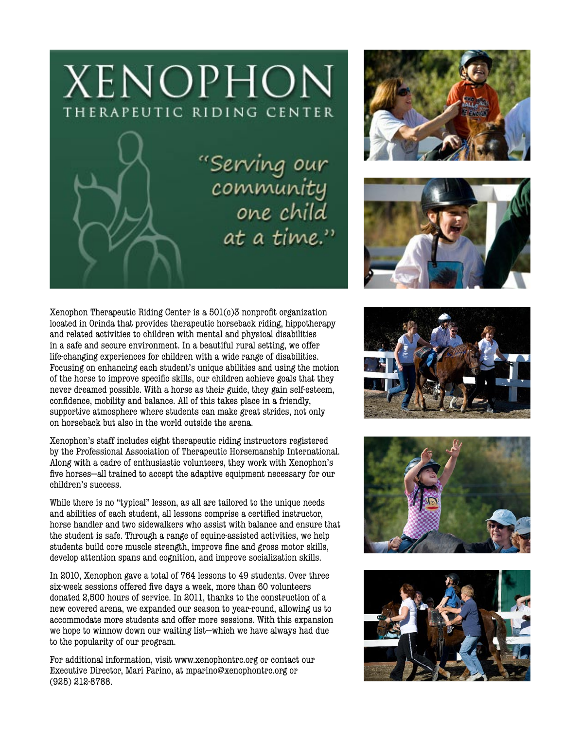# XENOPHON

## THERAPEUTIC RIDING CENTER

*"Serving our community one child at a time."*

Xenophon Therapeutic Riding Center is a 501(c)3 nonprofit organization located in Orinda that provides therapeutic horseback riding, hippotherapy and related activities to children with mental and physical disabilities in a safe and secure environment. In a beautiful rural setting, we offer life-changing experiences for children with a wide range of disabilities. Focusing on enhancing each student's unique abilities and using the motion of the horse to improve specific skills, our children achieve goals that they never dreamed possible. With a horse as their guide, they gain self-esteem, confidence, mobility and balance. All of this takes place in a friendly, supportive atmosphere where students can make great strides, not only on horseback but also in the world outside the arena.

Xenophon's staff includes eight therapeutic riding instructors registered by the Professional Association of Therapeutic Horsemanship International. Along with a cadre of enthusiastic volunteers, they work with Xenophon's five horses—all trained to accept the adaptive equipment necessary for our children's success.

While there is no "typical" lesson, as all are tailored to the unique needs and abilities of each student, all lessons comprise a certified instructor, horse handler and two sidewalkers who assist with balance and ensure that the student is safe. Through a range of equine-assisted activities, we help students build core muscle strength, improve fine and gross motor skills, develop attention spans and cognition, and improve socialization skills.

In 2010, Xenophon gave a total of 764 lessons to 49 students. Over three six-week sessions offered five days a week, more than 60 volunteers donated 2,500 hours of service. In 2011, thanks to the construction of a new covered arena, we expanded our season to year-round, allowing us to accommodate more students and offer more sessions. With this expansion we hope to winnow down our waiting list—which we have always had due to the popularity of our program.

For additional information, visit www.xenophontrc.org or contact our Executive Director, Mari Parino, at mparino@xenophontrc.org or (925) 212-8788.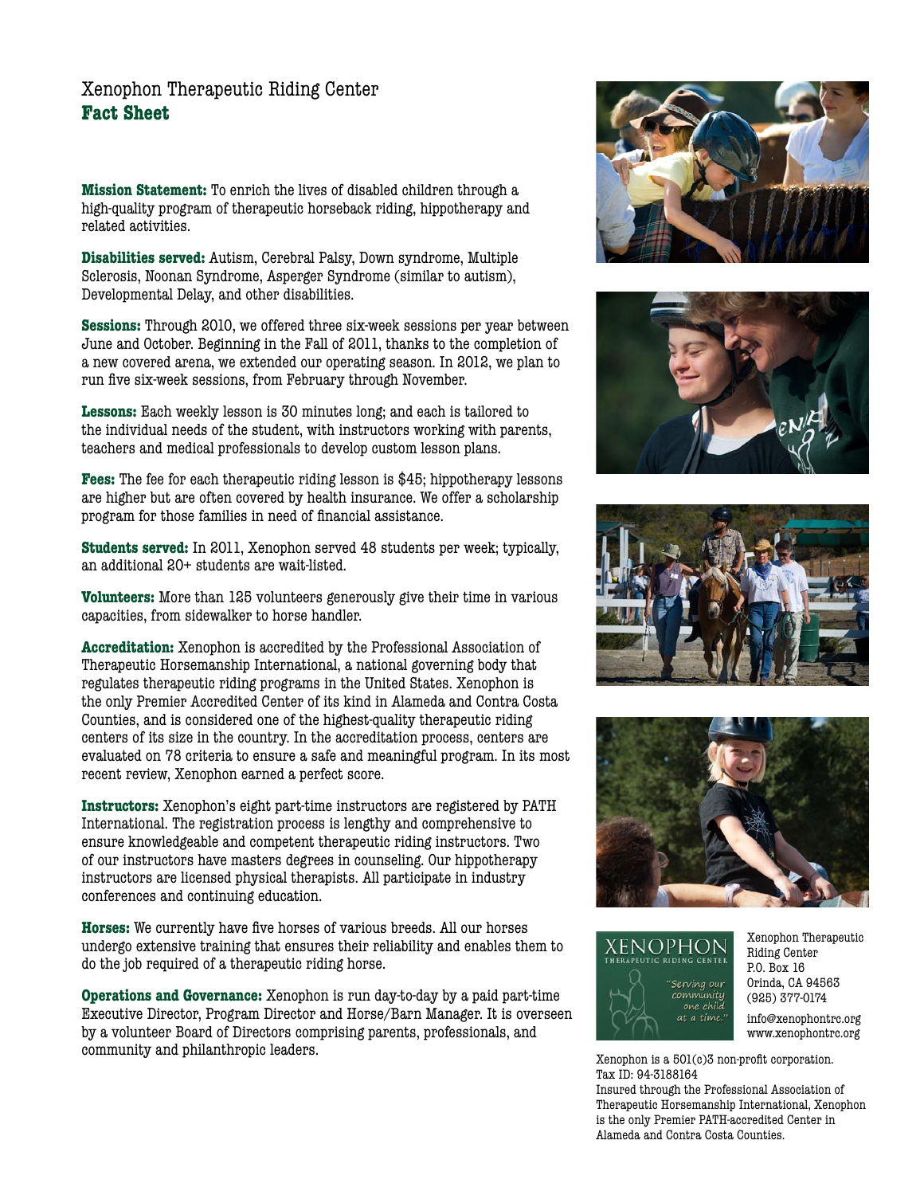Xenophon Therapeutic Riding Center

# Fact Sheet

**Mission Statement:** To enrich the lives of disabled children through a high-quality program of therapeutic horseback riding, hippotherapy and related activities.

**Disabilities served:** Autism, Cerebral Palsy, Down syndrome, Multiple Sclerosis, Noonan Syndrome, Asperger Syndrome (similar to autism), Developmental Delay, and other disabilities.

**Sessions:** Through 2010, we offered three six-week sessions per year between June and October. Beginning in the Fall of 2011, thanks to the completion of a new covered arena, we extended our operating season. In 2012, we plan to run five six-week sessions, from February through November.

**Lessons:** Each weekly lesson is 30 minutes long; and each is tailored to the individual needs of the student, with instructors working with parents, teachers and medical professionals to develop custom lesson plans.

**Fees:** The fee for each therapeutic riding lesson is $45; hippotherapy lessons are higher but are often covered by health insurance. We offer a scholarship program for those families in need of financial assistance.

**Students served:** In 2011, Xenophon served 48 students per week; typically, an additional 20+ students are wait-listed.

**Volunteers:** More than 125 volunteers generously give their time in various capacities, from sidewalker to horse handler.

**Accreditation:** Xenophon is accredited by the Professional Association of Therapeutic Horsemanship International, a national governing body that regulates therapeutic riding programs in the United States. Xenophon is the only Premier Accredited Center of its kind in Alameda and Contra Costa Counties, and is considered one of the highest-quality therapeutic riding centers of its size in the country. In the accreditation process, centers are evaluated on 78 criteria to ensure a safe and meaningful program. In its most recent review, Xenophon earned a perfect score.

**Instructors:** Xenophon's eight part-time instructors are registered by PATH International. The registration process is lengthy and comprehensive to ensure knowledgeable and competent therapeutic riding instructors. Two of our instructors have masters degrees in counseling. Our hippotherapy instructors are licensed physical therapists. All participate in industry conferences and continuing education.

**Horses:** We currently have five horses of various breeds. All our horses undergo extensive training that ensures their reliability and enables them to do the job required of a therapeutic riding horse.

**Operations and Governance:** Xenophon is run day-to-day by a paid part-time Executive Director, Program Director and Horse/Barn Manager. It is overseen by a volunteer Board of Directors comprising parents, professionals, and community and philanthropic leaders.

XENOPHON
THERAPEUTIC RIDING CENTER
"Serving our community one child at a time."

Xenophon Therapeutic Riding Center
P.O. Box 16
Orinda, CA 94563
(925) 377-0174

info@xenophontrc.org
www.xenophontrc.org

Xenophon is a 501(c)3 non-profit corporation.
Tax ID: 94-3188164
Insured through the Professional Association of Therapeutic Horsemanship International, Xenophon is the only Premier PATH-accredited Center in Alameda and Contra Costa Counties.